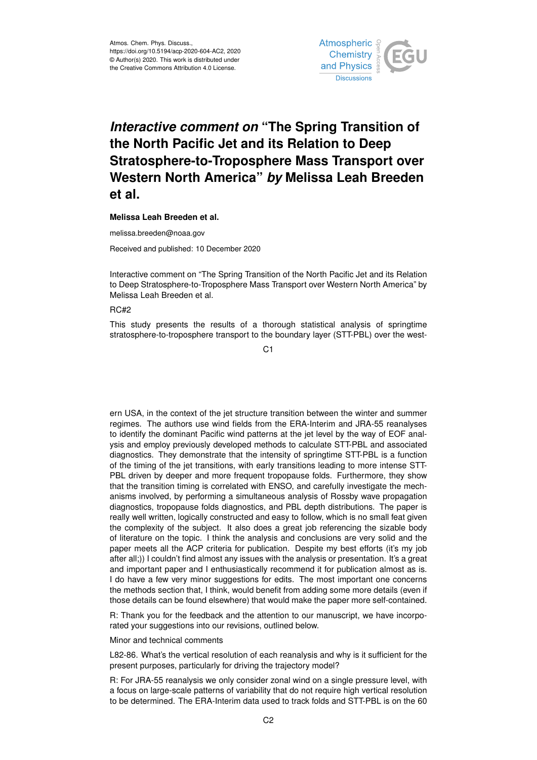Atmos. Chem. Phys. Discuss.,
https://doi.org/10.5194/acp-2020-604-AC2, 2020
© Author(s) 2020. This work is distributed under
the Creative Commons Attribution 4.0 License.

# *Interactive comment on* "The Spring Transition of the North Pacific Jet and its Relation to Deep Stratosphere-to-Troposphere Mass Transport over Western North America" *by* Melissa Leah Breeden et al.

**Melissa Leah Breeden et al.**

melissa.breeden@noaa.gov

Received and published: 10 December 2020

Interactive comment on "The Spring Transition of the North Pacific Jet and its Relation to Deep Stratosphere-to-Troposphere Mass Transport over Western North America" by Melissa Leah Breeden et al.

RC#2

This study presents the results of a thorough statistical analysis of springtime stratosphere-to-troposphere transport to the boundary layer (STT-PBL) over the western USA, in the context of the jet structure transition between the winter and summer regimes. The authors use wind fields from the ERA-Interim and JRA-55 reanalyses to identify the dominant Pacific wind patterns at the jet level by the way of EOF analysis and employ previously developed methods to calculate STT-PBL and associated diagnostics. They demonstrate that the intensity of springtime STT-PBL is a function of the timing of the jet transitions, with early transitions leading to more intense STT-PBL driven by deeper and more frequent tropopause folds. Furthermore, they show that the transition timing is correlated with ENSO, and carefully investigate the mechanisms involved, by performing a simultaneous analysis of Rossby wave propagation diagnostics, tropopause folds diagnostics, and PBL depth distributions. The paper is really well written, logically constructed and easy to follow, which is no small feat given the complexity of the subject. It also does a great job referencing the sizable body of literature on the topic. I think the analysis and conclusions are very solid and the paper meets all the ACP criteria for publication. Despite my best efforts (it's my job after all;)) I couldn't find almost any issues with the analysis or presentation. It's a great and important paper and I enthusiastically recommend it for publication almost as is. I do have a few very minor suggestions for edits. The most important one concerns the methods section that, I think, would benefit from adding some more details (even if those details can be found elsewhere) that would make the paper more self-contained.

R: Thank you for the feedback and the attention to our manuscript, we have incorporated your suggestions into our revisions, outlined below.

Minor and technical comments

L82-86. What's the vertical resolution of each reanalysis and why is it sufficient for the present purposes, particularly for driving the trajectory model?

R: For JRA-55 reanalysis we only consider zonal wind on a single pressure level, with a focus on large-scale patterns of variability that do not require high vertical resolution to be determined. The ERA-Interim data used to track folds and STT-PBL is on the 60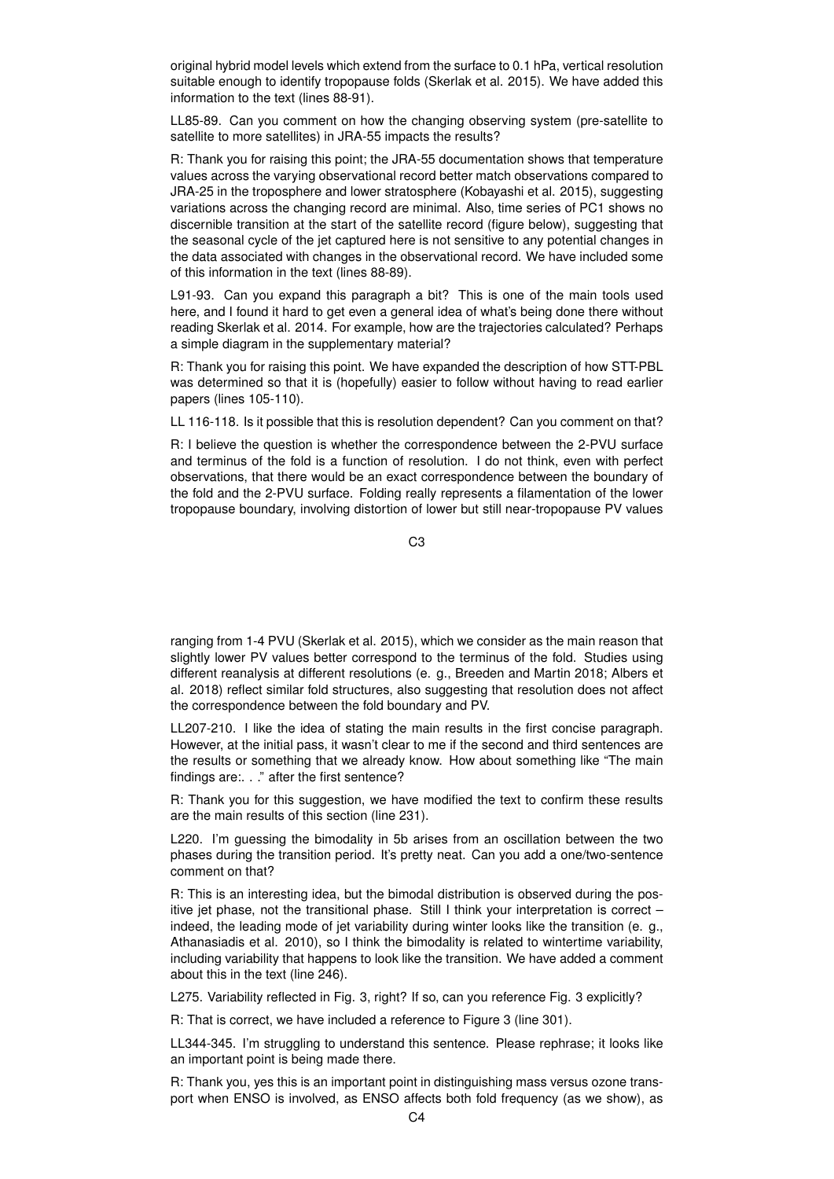original hybrid model levels which extend from the surface to 0.1 hPa, vertical resolution suitable enough to identify tropopause folds (Skerlak et al. 2015). We have added this information to the text (lines 88-91).

LL85-89. Can you comment on how the changing observing system (pre-satellite to satellite to more satellites) in JRA-55 impacts the results?

R: Thank you for raising this point; the JRA-55 documentation shows that temperature values across the varying observational record better match observations compared to JRA-25 in the troposphere and lower stratosphere (Kobayashi et al. 2015), suggesting variations across the changing record are minimal. Also, time series of PC1 shows no discernible transition at the start of the satellite record (figure below), suggesting that the seasonal cycle of the jet captured here is not sensitive to any potential changes in the data associated with changes in the observational record. We have included some of this information in the text (lines 88-89).

L91-93. Can you expand this paragraph a bit? This is one of the main tools used here, and I found it hard to get even a general idea of what's being done there without reading Skerlak et al. 2014. For example, how are the trajectories calculated? Perhaps a simple diagram in the supplementary material?

R: Thank you for raising this point. We have expanded the description of how STT-PBL was determined so that it is (hopefully) easier to follow without having to read earlier papers (lines 105-110).

LL 116-118. Is it possible that this is resolution dependent? Can you comment on that?

R: I believe the question is whether the correspondence between the 2-PVU surface and terminus of the fold is a function of resolution. I do not think, even with perfect observations, that there would be an exact correspondence between the boundary of the fold and the 2-PVU surface. Folding really represents a filamentation of the lower tropopause boundary, involving distortion of lower but still near-tropopause PV values ranging from 1-4 PVU (Skerlak et al. 2015), which we consider as the main reason that slightly lower PV values better correspond to the terminus of the fold. Studies using different reanalysis at different resolutions (e. g., Breeden and Martin 2018; Albers et al. 2018) reflect similar fold structures, also suggesting that resolution does not affect the correspondence between the fold boundary and PV.

LL207-210. I like the idea of stating the main results in the first concise paragraph. However, at the initial pass, it wasn't clear to me if the second and third sentences are the results or something that we already know. How about something like "The main findings are:. . ." after the first sentence?

R: Thank you for this suggestion, we have modified the text to confirm these results are the main results of this section (line 231).

L220. I'm guessing the bimodality in 5b arises from an oscillation between the two phases during the transition period. It's pretty neat. Can you add a one/two-sentence comment on that?

R: This is an interesting idea, but the bimodal distribution is observed during the positive jet phase, not the transitional phase. Still I think your interpretation is correct – indeed, the leading mode of jet variability during winter looks like the transition (e. g., Athanasiadis et al. 2010), so I think the bimodality is related to wintertime variability, including variability that happens to look like the transition. We have added a comment about this in the text (line 246).

L275. Variability reflected in Fig. 3, right? If so, can you reference Fig. 3 explicitly?

R: That is correct, we have included a reference to Figure 3 (line 301).

LL344-345. I'm struggling to understand this sentence. Please rephrase; it looks like an important point is being made there.

R: Thank you, yes this is an important point in distinguishing mass versus ozone transport when ENSO is involved, as ENSO affects both fold frequency (as we show), as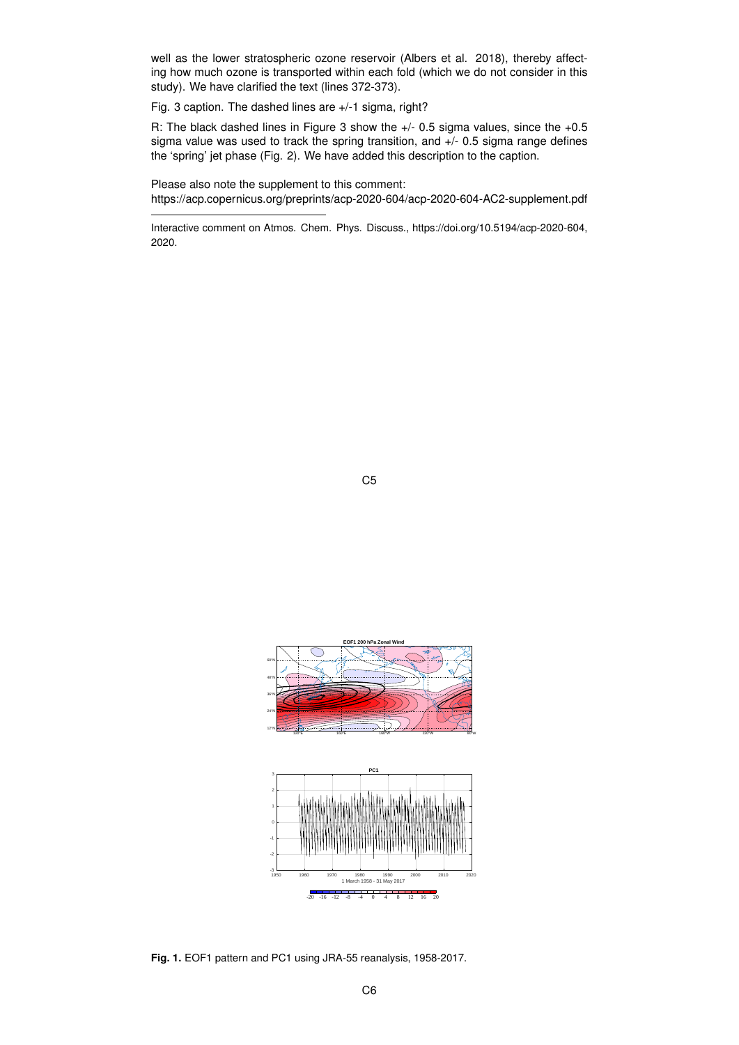well as the lower stratospheric ozone reservoir (Albers et al. 2018), thereby affecting how much ozone is transported within each fold (which we do not consider in this study). We have clarified the text (lines 372-373).

Fig. 3 caption. The dashed lines are +/-1 sigma, right?

R: The black dashed lines in Figure 3 show the +/- 0.5 sigma values, since the +0.5 sigma value was used to track the spring transition, and +/- 0.5 sigma range defines the 'spring' jet phase (Fig. 2). We have added this description to the caption.

Please also note the supplement to this comment:
https://acp.copernicus.org/preprints/acp-2020-604/acp-2020-604-AC2-supplement.pdf

---

Interactive comment on Atmos. Chem. Phys. Discuss., https://doi.org/10.5194/acp-2020-604, 2020.

EOF1 200 hPa Zonal Wind

60°N
48°N
36°N
24°N
12°N
120°E
160°E
160°W
120°W
80°W

PC1

3
2
1
0
-1
-2
-3
1950
1960
1970
1980
1990
2000
2010
2020
1 March 1958 - 31 May 2017

-20 -16 -12 -8 -4 0 4 8 12 16 20

**Fig. 1.** EOF1 pattern and PC1 using JRA-55 reanalysis, 1958-2017.